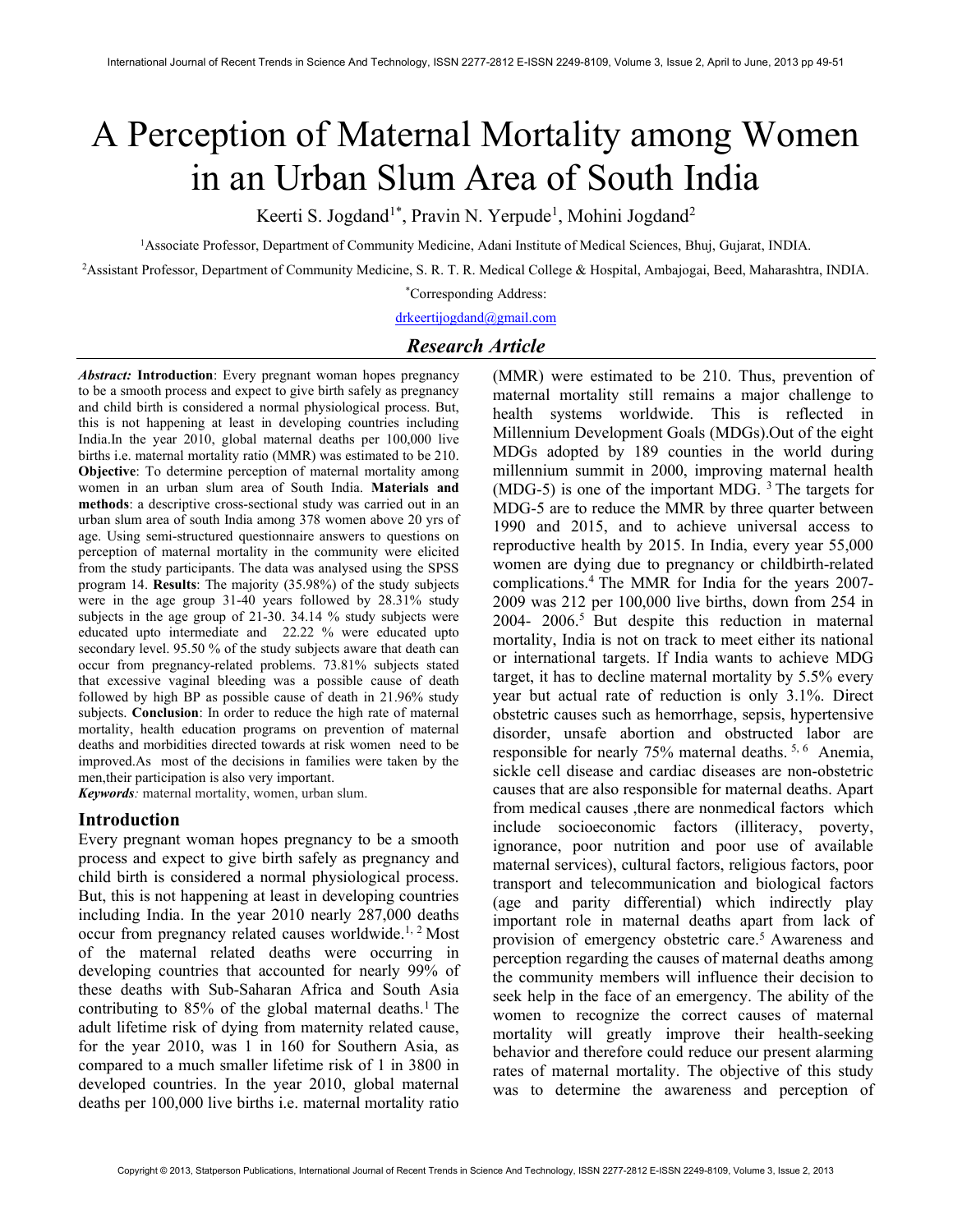# A Perception of Maternal Mortality among Women in an Urban Slum Area of South India

Keerti S. Jogdand[1*], Pravin N. Yerpude[1], Mohini Jogdand[2]

[1]Associate Professor, Department of Community Medicine, Adani Institute of Medical Sciences, Bhuj, Gujarat, INDIA.

[2]Assistant Professor, Department of Community Medicine, S. R. T. R. Medical College & Hospital, Ambajogai, Beed, Maharashtra, INDIA.

[*]Corresponding Address:

drkeertijogdand@gmail.com

## Research Article

***Abstract:*** **Introduction**: Every pregnant woman hopes pregnancy to be a smooth process and expect to give birth safely as pregnancy and child birth is considered a normal physiological process. But, this is not happening at least in developing countries including India.In the year 2010, global maternal deaths per 100,000 live births i.e. maternal mortality ratio (MMR) was estimated to be 210. **Objective**: To determine perception of maternal mortality among women in an urban slum area of South India. **Materials and methods**: a descriptive cross-sectional study was carried out in an urban slum area of south India among 378 women above 20 yrs of age. Using semi-structured questionnaire answers to questions on perception of maternal mortality in the community were elicited from the study participants. The data was analysed using the SPSS program 14. **Results**: The majority (35.98%) of the study subjects were in the age group 31-40 years followed by 28.31% study subjects in the age group of 21-30. 34.14 % study subjects were educated upto intermediate and 22.22 % were educated upto secondary level. 95.50 % of the study subjects aware that death can occur from pregnancy-related problems. 73.81% subjects stated that excessive vaginal bleeding was a possible cause of death followed by high BP as possible cause of death in 21.96% study subjects. **Conclusion**: In order to reduce the high rate of maternal mortality, health education programs on prevention of maternal deaths and morbidities directed towards at risk women need to be improved.As most of the decisions in families were taken by the men,their participation is also very important.

***Keywords****:* maternal mortality, women, urban slum.

## Introduction

Every pregnant woman hopes pregnancy to be a smooth process and expect to give birth safely as pregnancy and child birth is considered a normal physiological process. But, this is not happening at least in developing countries including India. In the year 2010 nearly 287,000 deaths occur from pregnancy related causes worldwide.[1, 2] Most of the maternal related deaths were occurring in developing countries that accounted for nearly 99% of these deaths with Sub-Saharan Africa and South Asia contributing to 85% of the global maternal deaths.[1] The adult lifetime risk of dying from maternity related cause, for the year 2010, was 1 in 160 for Southern Asia, as compared to a much smaller lifetime risk of 1 in 3800 in developed countries. In the year 2010, global maternal deaths per 100,000 live births i.e. maternal mortality ratio (MMR) were estimated to be 210. Thus, prevention of maternal mortality still remains a major challenge to health systems worldwide. This is reflected in Millennium Development Goals (MDGs).Out of the eight MDGs adopted by 189 counties in the world during millennium summit in 2000, improving maternal health (MDG-5) is one of the important MDG. [3] The targets for MDG-5 are to reduce the MMR by three quarter between 1990 and 2015, and to achieve universal access to reproductive health by 2015. In India, every year 55,000 women are dying due to pregnancy or childbirth-related complications.[4] The MMR for India for the years 2007-2009 was 212 per 100,000 live births, down from 254 in 2004- 2006.[5] But despite this reduction in maternal mortality, India is not on track to meet either its national or international targets. If India wants to achieve MDG target, it has to decline maternal mortality by 5.5% every year but actual rate of reduction is only 3.1%. Direct obstetric causes such as hemorrhage, sepsis, hypertensive disorder, unsafe abortion and obstructed labor are responsible for nearly 75% maternal deaths. [5, 6] Anemia, sickle cell disease and cardiac diseases are non-obstetric causes that are also responsible for maternal deaths. Apart from medical causes ,there are nonmedical factors which include socioeconomic factors (illiteracy, poverty, ignorance, poor nutrition and poor use of available maternal services), cultural factors, religious factors, poor transport and telecommunication and biological factors (age and parity differential) which indirectly play important role in maternal deaths apart from lack of provision of emergency obstetric care.[5] Awareness and perception regarding the causes of maternal deaths among the community members will influence their decision to seek help in the face of an emergency. The ability of the women to recognize the correct causes of maternal mortality will greatly improve their health-seeking behavior and therefore could reduce our present alarming rates of maternal mortality. The objective of this study was to determine the awareness and perception of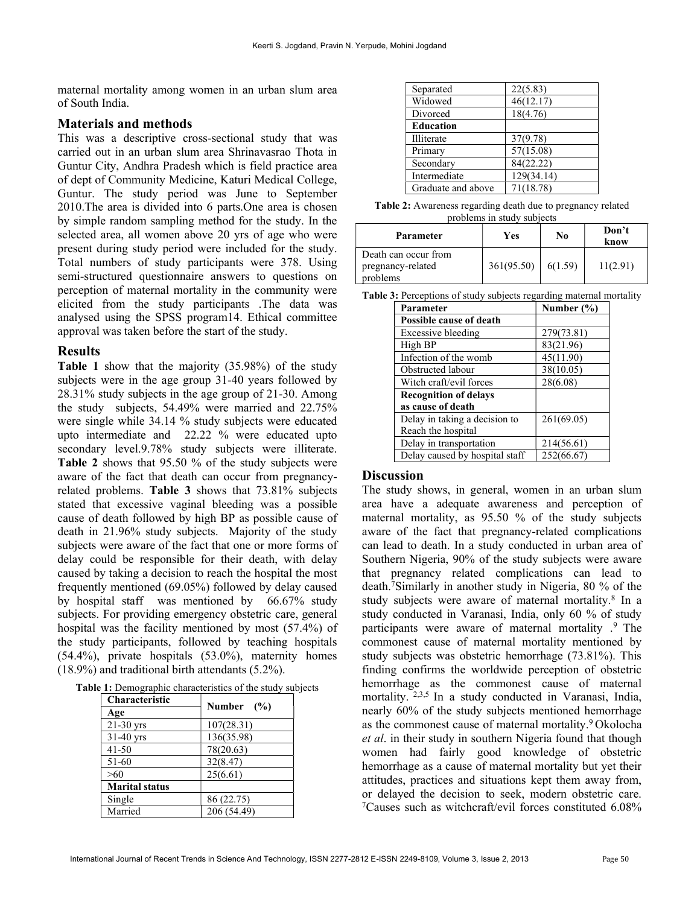maternal mortality among women in an urban slum area of South India.

## Materials and methods

This was a descriptive cross-sectional study that was carried out in an urban slum area Shrinavasrao Thota in Guntur City, Andhra Pradesh which is field practice area of dept of Community Medicine, Katuri Medical College, Guntur. The study period was June to September 2010.The area is divided into 6 parts.One area is chosen by simple random sampling method for the study. In the selected area, all women above 20 yrs of age who were present during study period were included for the study. Total numbers of study participants were 378. Using semi-structured questionnaire answers to questions on perception of maternal mortality in the community were elicited from the study participants .The data was analysed using the SPSS program14. Ethical committee approval was taken before the start of the study.

## Results

**Table 1** show that the majority (35.98%) of the study subjects were in the age group 31-40 years followed by 28.31% study subjects in the age group of 21-30. Among the study subjects, 54.49% were married and 22.75% were single while 34.14 % study subjects were educated upto intermediate and 22.22 % were educated upto secondary level.9.78% study subjects were illiterate. **Table 2** shows that 95.50 % of the study subjects were aware of the fact that death can occur from pregnancy-related problems. **Table 3** shows that 73.81% subjects stated that excessive vaginal bleeding was a possible cause of death followed by high BP as possible cause of death in 21.96% study subjects. Majority of the study subjects were aware of the fact that one or more forms of delay could be responsible for their death, with delay caused by taking a decision to reach the hospital the most frequently mentioned (69.05%) followed by delay caused by hospital staff was mentioned by 66.67% study subjects. For providing emergency obstetric care, general hospital was the facility mentioned by most (57.4%) of the study participants, followed by teaching hospitals (54.4%), private hospitals (53.0%), maternity homes (18.9%) and traditional birth attendants (5.2%).

**Table 1:** Demographic characteristics of the study subjects

| Characteristic | Number (%) |
|---|---|
| **Age** | |
| 21-30 yrs | 107(28.31) |
| 31-40 yrs | 136(35.98) |
| 41-50 | 78(20.63) |
| 51-60 | 32(8.47) |
| >60 | 25(6.61) |
| **Marital status** | |
| Single | 86 (22.75) |
| Married | 206 (54.49) |
| Separated | 22(5.83) |
| Widowed | 46(12.17) |
| Divorced | 18(4.76) |
| **Education** | |
| Illiterate | 37(9.78) |
| Primary | 57(15.08) |
| Secondary | 84(22.22) |
| Intermediate | 129(34.14) |
| Graduate and above | 71(18.78) |

**Table 2:** Awareness regarding death due to pregnancy related problems in study subjects

| Parameter | Yes | No | Don't know |
|---|---|---|---|
| Death can occur from pregnancy-related problems | 361(95.50) | 6(1.59) | 11(2.91) |

**Table 3:** Perceptions of study subjects regarding maternal mortality

| Parameter | Number (%) |
|---|---|
| **Possible cause of death** | |
| Excessive bleeding | 279(73.81) |
| High BP | 83(21.96) |
| Infection of the womb | 45(11.90) |
| Obstructed labour | 38(10.05) |
| Witch craft/evil forces | 28(6.08) |
| **Recognition of delays as cause of death** | |
| Delay in taking a decision to Reach the hospital | 261(69.05) |
| Delay in transportation | 214(56.61) |
| Delay caused by hospital staff | 252(66.67) |

## Discussion

The study shows, in general, women in an urban slum area have a adequate awareness and perception of maternal mortality, as 95.50 % of the study subjects aware of the fact that pregnancy-related complications can lead to death. In a study conducted in urban area of Southern Nigeria, 90% of the study subjects were aware that pregnancy related complications can lead to death.[7] Similarly in another study in Nigeria, 80 % of the study subjects were aware of maternal mortality.[8] In a study conducted in Varanasi, India, only 60 % of study participants were aware of maternal mortality .[9] The commonest cause of maternal mortality mentioned by study subjects was obstetric hemorrhage (73.81%). This finding confirms the worldwide perception of obstetric hemorrhage as the commonest cause of maternal mortality. [2,3,5] In a study conducted in Varanasi, India, nearly 60% of the study subjects mentioned hemorrhage as the commonest cause of maternal mortality.[9] Okolocha *et al*. in their study in southern Nigeria found that though women had fairly good knowledge of obstetric hemorrhage as a cause of maternal mortality but yet their attitudes, practices and situations kept them away from, or delayed the decision to seek, modern obstetric care. [7] Causes such as witchcraft/evil forces constituted 6.08%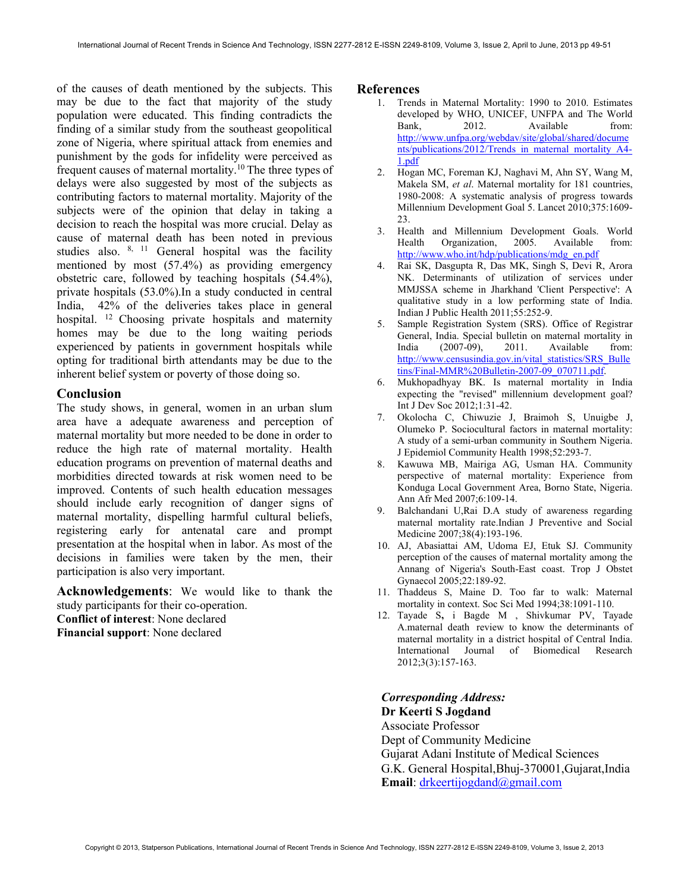of the causes of death mentioned by the subjects. This may be due to the fact that majority of the study population were educated. This finding contradicts the finding of a similar study from the southeast geopolitical zone of Nigeria, where spiritual attack from enemies and punishment by the gods for infidelity were perceived as frequent causes of maternal mortality.[10] The three types of delays were also suggested by most of the subjects as contributing factors to maternal mortality. Majority of the subjects were of the opinion that delay in taking a decision to reach the hospital was more crucial. Delay as cause of maternal death has been noted in previous studies also. [8, 11] General hospital was the facility mentioned by most (57.4%) as providing emergency obstetric care, followed by teaching hospitals (54.4%), private hospitals (53.0%).In a study conducted in central India, 42% of the deliveries takes place in general hospital. [12] Choosing private hospitals and maternity homes may be due to the long waiting periods experienced by patients in government hospitals while opting for traditional birth attendants may be due to the inherent belief system or poverty of those doing so.

## Conclusion

The study shows, in general, women in an urban slum area have a adequate awareness and perception of maternal mortality but more needed to be done in order to reduce the high rate of maternal mortality. Health education programs on prevention of maternal deaths and morbidities directed towards at risk women need to be improved. Contents of such health education messages should include early recognition of danger signs of maternal mortality, dispelling harmful cultural beliefs, registering early for antenatal care and prompt presentation at the hospital when in labor. As most of the decisions in families were taken by the men, their participation is also very important.

**Acknowledgements**: We would like to thank the study participants for their co-operation.

**Conflict of interest**: None declared

**Financial support**: None declared

## References

1. Trends in Maternal Mortality: 1990 to 2010. Estimates developed by WHO, UNICEF, UNFPA and The World Bank, 2012. Available from: http://www.unfpa.org/webdav/site/global/shared/documents/publications/2012/Trends_in_maternal_mortality_A4-1.pdf
2. Hogan MC, Foreman KJ, Naghavi M, Ahn SY, Wang M, Makela SM, *et al*. Maternal mortality for 181 countries, 1980-2008: A systematic analysis of progress towards Millennium Development Goal 5. Lancet 2010;375:1609-23.
3. Health and Millennium Development Goals. World Health Organization, 2005. Available from: http://www.who.int/hdp/publications/mdg_en.pdf
4. Rai SK, Dasgupta R, Das MK, Singh S, Devi R, Arora NK. Determinants of utilization of services under MMJSSA scheme in Jharkhand 'Client Perspective': A qualitative study in a low performing state of India. Indian J Public Health 2011;55:252-9.
5. Sample Registration System (SRS). Office of Registrar General, India. Special bulletin on maternal mortality in India (2007-09), 2011. Available from: http://www.censusindia.gov.in/vital_statistics/SRS_Bulletins/Final-MMR%20Bulletin-2007-09_070711.pdf.
6. Mukhopadhyay BK. Is maternal mortality in India expecting the "revised" millennium development goal? Int J Dev Soc 2012;1:31-42.
7. Okolocha C, Chiwuzie J, Braimoh S, Unuigbe J, Olumeko P. Sociocultural factors in maternal mortality: A study of a semi-urban community in Southern Nigeria. J Epidemiol Community Health 1998;52:293-7.
8. Kawuwa MB, Mairiga AG, Usman HA. Community perspective of maternal mortality: Experience from Konduga Local Government Area, Borno State, Nigeria. Ann Afr Med 2007;6:109-14.
9. Balchandani U,Rai D.A study of awareness regarding maternal mortality rate.Indian J Preventive and Social Medicine 2007;38(4):193-196.
10. AJ, Abasiattai AM, Udoma EJ, Etuk SJ. Community perception of the causes of maternal mortality among the Annang of Nigeria's South-East coast. Trop J Obstet Gynaecol 2005;22:189-92.
11. Thaddeus S, Maine D. Too far to walk: Maternal mortality in context. Soc Sci Med 1994;38:1091-110.
12. Tayade S**,** i Bagde M , Shivkumar PV, Tayade A.maternal death review to know the determinants of maternal mortality in a district hospital of Central India. International Journal of Biomedical Research 2012;3(3):157-163.

***Corresponding Address:***

**Dr Keerti S Jogdand**

Associate Professor

Dept of Community Medicine

Gujarat Adani Institute of Medical Sciences

G.K. General Hospital,Bhuj-370001,Gujarat,India

**Email**: drkeertijogdand@gmail.com